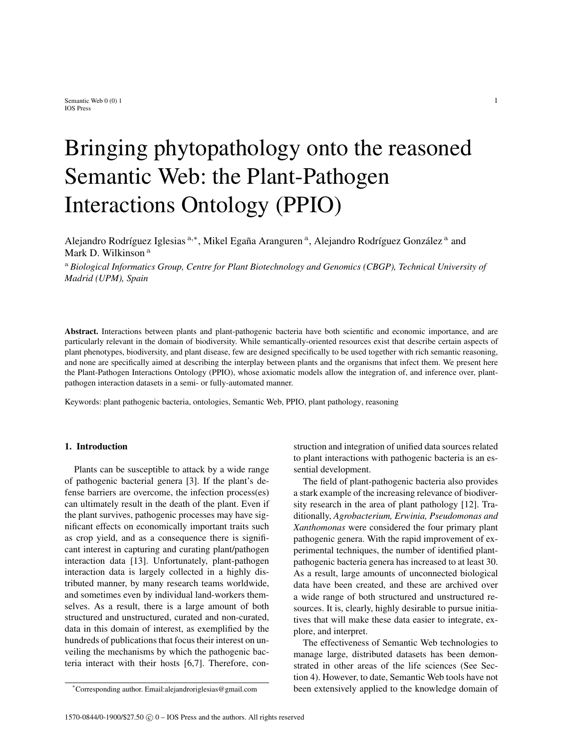# Bringing phytopathology onto the reasoned Semantic Web: the Plant-Pathogen Interactions Ontology (PPIO)

Alejandro Rodríguez Iglesias [a,*], Mikel Egaña Aranguren [a], Alejandro Rodríguez González [a] and Mark D. Wilkinson [a]

[a] *Biological Informatics Group, Centre for Plant Biotechnology and Genomics (CBGP), Technical University of Madrid (UPM), Spain*

**Abstract.** Interactions between plants and plant-pathogenic bacteria have both scientific and economic importance, and are particularly relevant in the domain of biodiversity. While semantically-oriented resources exist that describe certain aspects of plant phenotypes, biodiversity, and plant disease, few are designed specifically to be used together with rich semantic reasoning, and none are specifically aimed at describing the interplay between plants and the organisms that infect them. We present here the Plant-Pathogen Interactions Ontology (PPIO), whose axiomatic models allow the integration of, and inference over, plant-pathogen interaction datasets in a semi- or fully-automated manner.

Keywords: plant pathogenic bacteria, ontologies, Semantic Web, PPIO, plant pathology, reasoning

## 1. Introduction

Plants can be susceptible to attack by a wide range of pathogenic bacterial genera [3]. If the plant's defense barriers are overcome, the infection process(es) can ultimately result in the death of the plant. Even if the plant survives, pathogenic processes may have significant effects on economically important traits such as crop yield, and as a consequence there is significant interest in capturing and curating plant/pathogen interaction data [13]. Unfortunately, plant-pathogen interaction data is largely collected in a highly distributed manner, by many research teams worldwide, and sometimes even by individual land-workers themselves. As a result, there is a large amount of both structured and unstructured, curated and non-curated, data in this domain of interest, as exemplified by the hundreds of publications that focus their interest on unveiling the mechanisms by which the pathogenic bacteria interact with their hosts [6,7]. Therefore, construction and integration of unified data sources related to plant interactions with pathogenic bacteria is an essential development.

The field of plant-pathogenic bacteria also provides a stark example of the increasing relevance of biodiversity research in the area of plant pathology [12]. Traditionally, *Agrobacterium, Erwinia, Pseudomonas and Xanthomonas* were considered the four primary plant pathogenic genera. With the rapid improvement of experimental techniques, the number of identified plant-pathogenic bacteria genera has increased to at least 30. As a result, large amounts of unconnected biological data have been created, and these are archived over a wide range of both structured and unstructured resources. It is, clearly, highly desirable to pursue initiatives that will make these data easier to integrate, explore, and interpret.

The effectiveness of Semantic Web technologies to manage large, distributed datasets has been demonstrated in other areas of the life sciences (See Section 4). However, to date, Semantic Web tools have not been extensively applied to the knowledge domain of

*Corresponding author. Email:alejandroriglesias@gmail.com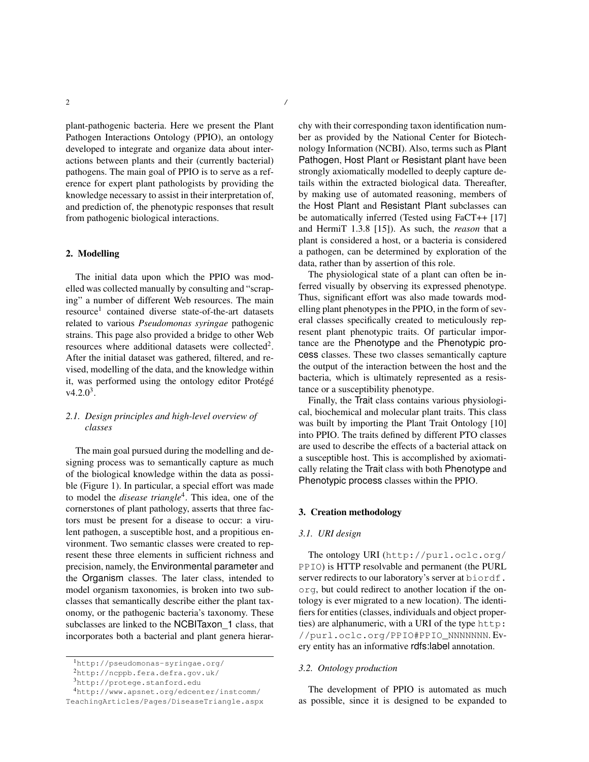plant-pathogenic bacteria. Here we present the Plant Pathogen Interactions Ontology (PPIO), an ontology developed to integrate and organize data about interactions between plants and their (currently bacterial) pathogens. The main goal of PPIO is to serve as a reference for expert plant pathologists by providing the knowledge necessary to assist in their interpretation of, and prediction of, the phenotypic responses that result from pathogenic biological interactions.

## 2. Modelling

The initial data upon which the PPIO was modelled was collected manually by consulting and "scraping" a number of different Web resources. The main resource[1] contained diverse state-of-the-art datasets related to various *Pseudomonas syringae* pathogenic strains. This page also provided a bridge to other Web resources where additional datasets were collected[2]. After the initial dataset was gathered, filtered, and revised, modelling of the data, and the knowledge within it, was performed using the ontology editor Protégé v4.2.0[3].

### 2.1. Design principles and high-level overview of classes

The main goal pursued during the modelling and designing process was to semantically capture as much of the biological knowledge within the data as possible (Figure 1). In particular, a special effort was made to model the *disease triangle*[4]. This idea, one of the cornerstones of plant pathology, asserts that three factors must be present for a disease to occur: a virulent pathogen, a susceptible host, and a propitious environment. Two semantic classes were created to represent these three elements in sufficient richness and precision, namely, the Environmental parameter and the Organism classes. The later class, intended to model organism taxonomies, is broken into two subclasses that semantically describe either the plant taxonomy, or the pathogenic bacteria's taxonomy. These subclasses are linked to the NCBITaxon_1 class, that incorporates both a bacterial and plant genera hierarchy with their corresponding taxon identification number as provided by the National Center for Biotechnology Information (NCBI). Also, terms such as Plant Pathogen, Host Plant or Resistant plant have been strongly axiomatically modelled to deeply capture details within the extracted biological data. Thereafter, by making use of automated reasoning, members of the Host Plant and Resistant Plant subclasses can be automatically inferred (Tested using FaCT++ [17] and HermiT 1.3.8 [15]). As such, the *reason* that a plant is considered a host, or a bacteria is considered a pathogen, can be determined by exploration of the data, rather than by assertion of this role.

The physiological state of a plant can often be inferred visually by observing its expressed phenotype. Thus, significant effort was also made towards modelling plant phenotypes in the PPIO, in the form of several classes specifically created to meticulously represent plant phenotypic traits. Of particular importance are the Phenotype and the Phenotypic process classes. These two classes semantically capture the output of the interaction between the host and the bacteria, which is ultimately represented as a resistance or a susceptibility phenotype.

Finally, the Trait class contains various physiological, biochemical and molecular plant traits. This class was built by importing the Plant Trait Ontology [10] into PPIO. The traits defined by different PTO classes are used to describe the effects of a bacterial attack on a susceptible host. This is accomplished by axiomatically relating the Trait class with both Phenotype and Phenotypic process classes within the PPIO.

## 3. Creation methodology

### 3.1. URI design

The ontology URI (http://purl.oclc.org/PPIO) is HTTP resolvable and permanent (the PURL server redirects to our laboratory's server at biordf.org, but could redirect to another location if the ontology is ever migrated to a new location). The identifiers for entities (classes, individuals and object properties) are alphanumeric, with a URI of the type http://purl.oclc.org/PPIO#PPIO_NNNNNNN. Every entity has an informative rdfs:label annotation.

### 3.2. Ontology production

The development of PPIO is automated as much as possible, since it is designed to be expanded to

[1] http://pseudomonas-syringae.org/

[2] http://ncppb.fera.defra.gov.uk/

[3] http://protege.stanford.edu

[4] http://www.apsnet.org/edcenter/instcomm/TeachingArticles/Pages/DiseaseTriangle.aspx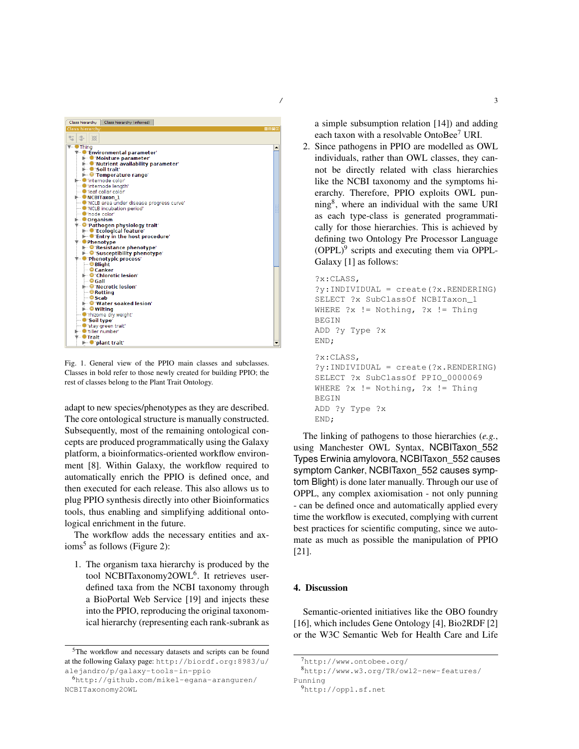Fig. 1. General view of the PPIO main classes and subclasses. Classes in bold refer to those newly created for building PPIO; the rest of classes belong to the Plant Trait Ontology.

adapt to new species/phenotypes as they are described. The core ontological structure is manually constructed. Subsequently, most of the remaining ontological concepts are produced programmatically using the Galaxy platform, a bioinformatics-oriented workflow environment [8]. Within Galaxy, the workflow required to automatically enrich the PPIO is defined once, and then executed for each release. This also allows us to plug PPIO synthesis directly into other Bioinformatics tools, thus enabling and simplifying additional ontological enrichment in the future.

The workflow adds the necessary entities and axioms[5] as follows (Figure 2):

1. The organism taxa hierarchy is produced by the tool NCBITaxonomy2OWL[6]. It retrieves user-defined taxa from the NCBI taxonomy through a BioPortal Web Service [19] and injects these into the PPIO, reproducing the original taxonomical hierarchy (representing each rank-subrank as a simple subsumption relation [14]) and adding each taxon with a resolvable OntoBee[7] URI.
2. Since pathogens in PPIO are modelled as OWL individuals, rather than OWL classes, they cannot be directly related with class hierarchies like the NCBI taxonomy and the symptoms hierarchy. Therefore, PPIO exploits OWL punning[8], where an individual with the same URI as each type-class is generated programmatically for those hierarchies. This is achieved by defining two Ontology Pre Processor Language (OPPL)[9] scripts and executing them via OPPL-Galaxy [1] as follows:

```
?x:CLASS,
?y:INDIVIDUAL = create(?x.RENDERING)
SELECT ?x SubClassOf NCBITaxon_1
WHERE ?x != Nothing, ?x != Thing
BEGIN
ADD ?y Type ?x
END;
```

```
?x:CLASS,
?y:INDIVIDUAL = create(?x.RENDERING)
SELECT ?x SubClassOf PPIO_0000069
WHERE ?x != Nothing, ?x != Thing
BEGIN
ADD ?y Type ?x
END;
```

The linking of pathogens to those hierarchies (*e.g.*, using Manchester OWL Syntax, NCBITaxon_552 Types Erwinia amylovora, NCBITaxon_552 causes symptom Canker, NCBITaxon_552 causes symptom Blight) is done later manually. Through our use of OPPL, any complex axiomisation - not only punning - can be defined once and automatically applied every time the workflow is executed, complying with current best practices for scientific computing, since we automate as much as possible the manipulation of PPIO [21].

## 4. Discussion

Semantic-oriented initiatives like the OBO foundry [16], which includes Gene Ontology [4], Bio2RDF [2] or the W3C Semantic Web for Health Care and Life

[5]The workflow and necessary datasets and scripts can be found at the following Galaxy page: `http://biordf.org:8983/u/alejandro/p/galaxy-tools-in-ppio`

[6]`http://github.com/mikel-egana-aranguren/NCBITaxonomy2OWL`

[7]`http://www.ontobee.org/`

[8]`http://www.w3.org/TR/owl2-new-features/Punning`

[9]`http://oppl.sf.net`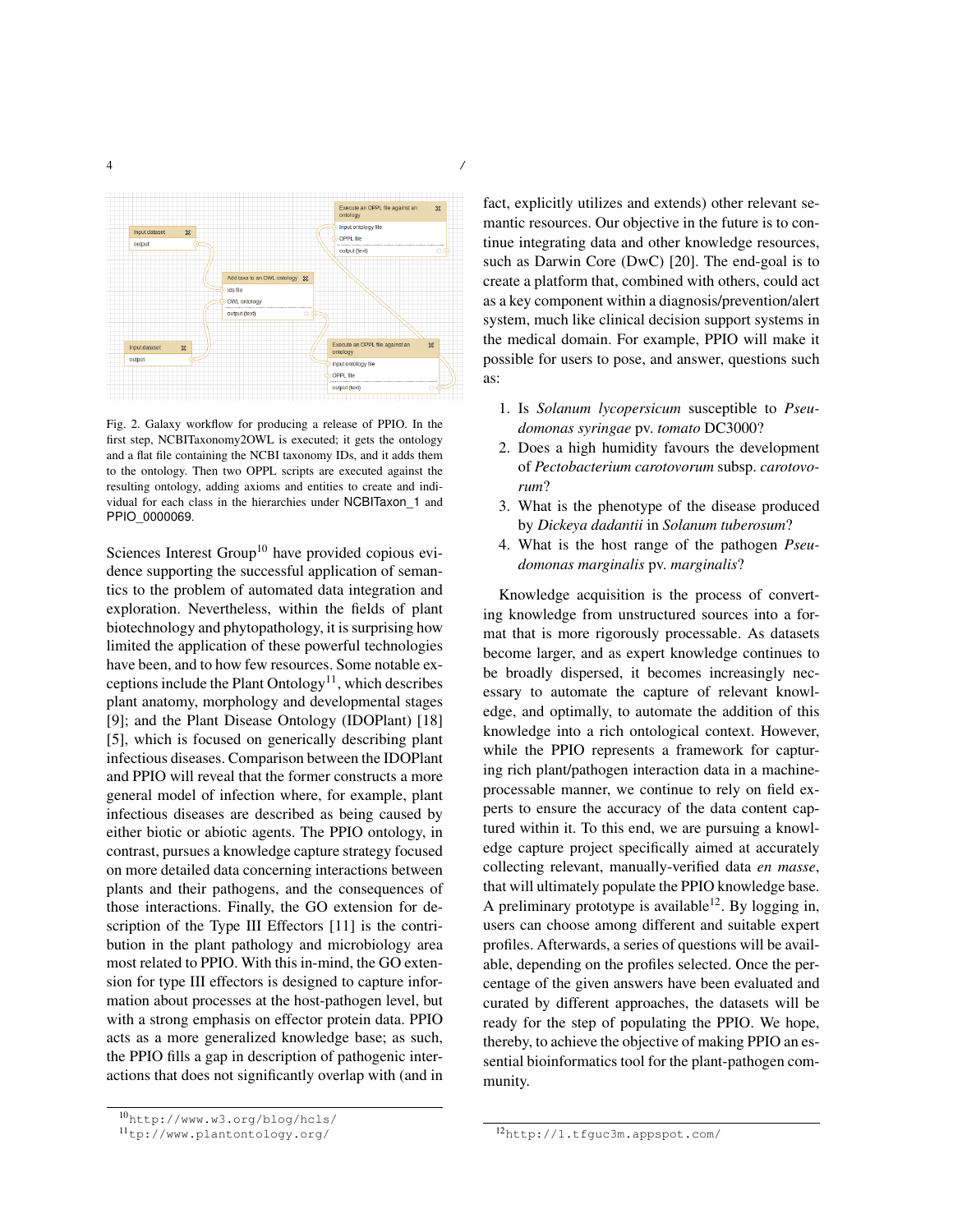Fig. 2. Galaxy workflow for producing a release of PPIO. In the first step, NCBITaxonomy2OWL is executed; it gets the ontology and a flat file containing the NCBI taxonomy IDs, and it adds them to the ontology. Then two OPPL scripts are executed against the resulting ontology, adding axioms and entities to create and individual for each class in the hierarchies under NCBITaxon_1 and PPIO_0000069.

Sciences Interest Group[10] have provided copious evidence supporting the successful application of semantics to the problem of automated data integration and exploration. Nevertheless, within the fields of plant biotechnology and phytopathology, it is surprising how limited the application of these powerful technologies have been, and to how few resources. Some notable exceptions include the Plant Ontology[11], which describes plant anatomy, morphology and developmental stages [9]; and the Plant Disease Ontology (IDOPlant) [18] [5], which is focused on generically describing plant infectious diseases. Comparison between the IDOPlant and PPIO will reveal that the former constructs a more general model of infection where, for example, plant infectious diseases are described as being caused by either biotic or abiotic agents. The PPIO ontology, in contrast, pursues a knowledge capture strategy focused on more detailed data concerning interactions between plants and their pathogens, and the consequences of those interactions. Finally, the GO extension for description of the Type III Effectors [11] is the contribution in the plant pathology and microbiology area most related to PPIO. With this in-mind, the GO extension for type III effectors is designed to capture information about processes at the host-pathogen level, but with a strong emphasis on effector protein data. PPIO acts as a more generalized knowledge base; as such, the PPIO fills a gap in description of pathogenic interactions that does not significantly overlap with (and in fact, explicitly utilizes and extends) other relevant semantic resources. Our objective in the future is to continue integrating data and other knowledge resources, such as Darwin Core (DwC) [20]. The end-goal is to create a platform that, combined with others, could act as a key component within a diagnosis/prevention/alert system, much like clinical decision support systems in the medical domain. For example, PPIO will make it possible for users to pose, and answer, questions such as:

1. Is *Solanum lycopersicum* susceptible to *Pseudomonas syringae* pv. *tomato* DC3000?
2. Does a high humidity favours the development of *Pectobacterium carotovorum* subsp. *carotovorum*?
3. What is the phenotype of the disease produced by *Dickeya dadantii* in *Solanum tuberosum*?
4. What is the host range of the pathogen *Pseudomonas marginalis* pv. *marginalis*?

Knowledge acquisition is the process of converting knowledge from unstructured sources into a format that is more rigorously processable. As datasets become larger, and as expert knowledge continues to be broadly dispersed, it becomes increasingly necessary to automate the capture of relevant knowledge, and optimally, to automate the addition of this knowledge into a rich ontological context. However, while the PPIO represents a framework for capturing rich plant/pathogen interaction data in a machine-processable manner, we continue to rely on field experts to ensure the accuracy of the data content captured within it. To this end, we are pursuing a knowledge capture project specifically aimed at accurately collecting relevant, manually-verified data *en masse*, that will ultimately populate the PPIO knowledge base. A preliminary prototype is available[12]. By logging in, users can choose among different and suitable expert profiles. Afterwards, a series of questions will be available, depending on the profiles selected. Once the percentage of the given answers have been evaluated and curated by different approaches, the datasets will be ready for the step of populating the PPIO. We hope, thereby, to achieve the objective of making PPIO an essential bioinformatics tool for the plant-pathogen community.

---

[10] http://www.w3.org/blog/hcls/

[11] tp://www.plantontology.org/

[12] http://1.tfguc3m.appspot.com/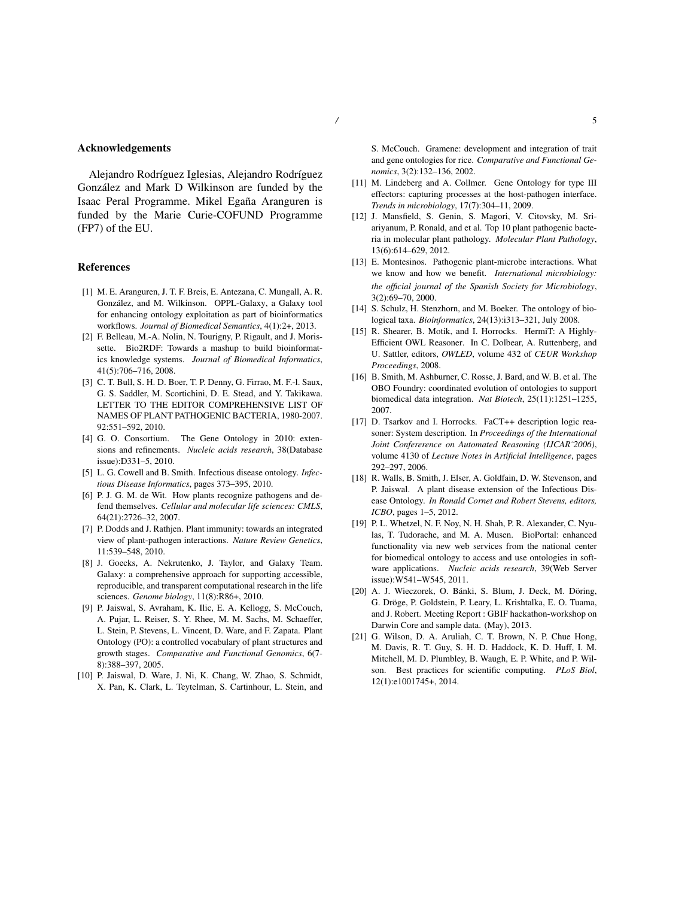## Acknowledgements

Alejandro Rodríguez Iglesias, Alejandro Rodríguez González and Mark D Wilkinson are funded by the Isaac Peral Programme. Mikel Egaña Aranguren is funded by the Marie Curie-COFUND Programme (FP7) of the EU.

## References

[1] M. E. Aranguren, J. T. F. Breis, E. Antezana, C. Mungall, A. R. González, and M. Wilkinson. OPPL-Galaxy, a Galaxy tool for enhancing ontology exploitation as part of bioinformatics workflows. *Journal of Biomedical Semantics*, 4(1):2+, 2013.

[2] F. Belleau, M.-A. Nolin, N. Tourigny, P. Rigault, and J. Morissette. Bio2RDF: Towards a mashup to build bioinformatics knowledge systems. *Journal of Biomedical Informatics*, 41(5):706–716, 2008.

[3] C. T. Bull, S. H. D. Boer, T. P. Denny, G. Firrao, M. F.-l. Saux, G. S. Saddler, M. Scortichini, D. E. Stead, and Y. Takikawa. LETTER TO THE EDITOR COMPREHENSIVE LIST OF NAMES OF PLANT PATHOGENIC BACTERIA, 1980-2007. 92:551–592, 2010.

[4] G. O. Consortium. The Gene Ontology in 2010: extensions and refinements. *Nucleic acids research*, 38(Database issue):D331–5, 2010.

[5] L. G. Cowell and B. Smith. Infectious disease ontology. *Infectious Disease Informatics*, pages 373–395, 2010.

[6] P. J. G. M. de Wit. How plants recognize pathogens and defend themselves. *Cellular and molecular life sciences: CMLS*, 64(21):2726–32, 2007.

[7] P. Dodds and J. Rathjen. Plant immunity: towards an integrated view of plant-pathogen interactions. *Nature Review Genetics*, 11:539–548, 2010.

[8] J. Goecks, A. Nekrutenko, J. Taylor, and Galaxy Team. Galaxy: a comprehensive approach for supporting accessible, reproducible, and transparent computational research in the life sciences. *Genome biology*, 11(8):R86+, 2010.

[9] P. Jaiswal, S. Avraham, K. Ilic, E. A. Kellogg, S. McCouch, A. Pujar, L. Reiser, S. Y. Rhee, M. M. Sachs, M. Schaeffer, L. Stein, P. Stevens, L. Vincent, D. Ware, and F. Zapata. Plant Ontology (PO): a controlled vocabulary of plant structures and growth stages. *Comparative and Functional Genomics*, 6(7-8):388–397, 2005.

[10] P. Jaiswal, D. Ware, J. Ni, K. Chang, W. Zhao, S. Schmidt, X. Pan, K. Clark, L. Teytelman, S. Cartinhour, L. Stein, and S. McCouch. Gramene: development and integration of trait and gene ontologies for rice. *Comparative and Functional Genomics*, 3(2):132–136, 2002.

[11] M. Lindeberg and A. Collmer. Gene Ontology for type III effectors: capturing processes at the host-pathogen interface. *Trends in microbiology*, 17(7):304–11, 2009.

[12] J. Mansfield, S. Genin, S. Magori, V. Citovsky, M. Sriariyanum, P. Ronald, and et al. Top 10 plant pathogenic bacteria in molecular plant pathology. *Molecular Plant Pathology*, 13(6):614–629, 2012.

[13] E. Montesinos. Pathogenic plant-microbe interactions. What we know and how we benefit. *International microbiology: the official journal of the Spanish Society for Microbiology*, 3(2):69–70, 2000.

[14] S. Schulz, H. Stenzhorn, and M. Boeker. The ontology of biological taxa. *Bioinformatics*, 24(13):i313–321, July 2008.

[15] R. Shearer, B. Motik, and I. Horrocks. HermiT: A Highly-Efficient OWL Reasoner. In C. Dolbear, A. Ruttenberg, and U. Sattler, editors, *OWLED*, volume 432 of *CEUR Workshop Proceedings*, 2008.

[16] B. Smith, M. Ashburner, C. Rosse, J. Bard, and W. B. et al. The OBO Foundry: coordinated evolution of ontologies to support biomedical data integration. *Nat Biotech*, 25(11):1251–1255, 2007.

[17] D. Tsarkov and I. Horrocks. FaCT++ description logic reasoner: System description. In *Proceedings of the International Joint Confererence on Automated Reasoning (IJCAR˜2006)*, volume 4130 of *Lecture Notes in Artificial Intelligence*, pages 292–297, 2006.

[18] R. Walls, B. Smith, J. Elser, A. Goldfain, D. W. Stevenson, and P. Jaiswal. A plant disease extension of the Infectious Disease Ontology. *In Ronald Cornet and Robert Stevens, editors, ICBO*, pages 1–5, 2012.

[19] P. L. Whetzel, N. F. Noy, N. H. Shah, P. R. Alexander, C. Nyulas, T. Tudorache, and M. A. Musen. BioPortal: enhanced functionality via new web services from the national center for biomedical ontology to access and use ontologies in software applications. *Nucleic acids research*, 39(Web Server issue):W541–W545, 2011.

[20] A. J. Wieczorek, O. Bánki, S. Blum, J. Deck, M. Döring, G. Dröge, P. Goldstein, P. Leary, L. Krishtalka, E. O. Tuama, and J. Robert. Meeting Report : GBIF hackathon-workshop on Darwin Core and sample data. (May), 2013.

[21] G. Wilson, D. A. Aruliah, C. T. Brown, N. P. Chue Hong, M. Davis, R. T. Guy, S. H. D. Haddock, K. D. Huff, I. M. Mitchell, M. D. Plumbley, B. Waugh, E. P. White, and P. Wilson. Best practices for scientific computing. *PLoS Biol*, 12(1):e1001745+, 2014.